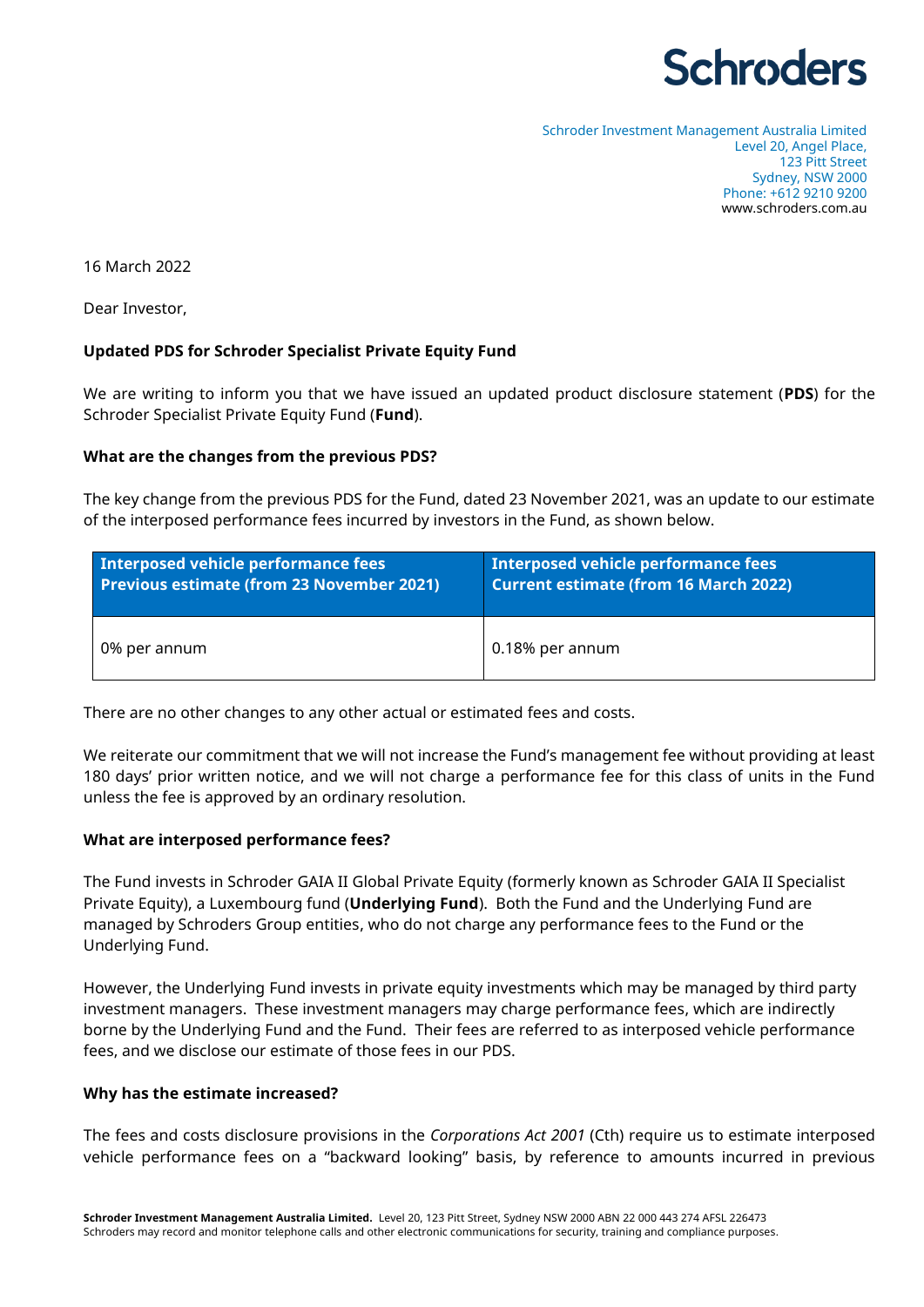Schroders

Schroder Investment Management Australia Limited
Level 20, Angel Place,
123 Pitt Street
Sydney, NSW 2000
Phone: +612 9210 9200
www.schroders.com.au

16 March 2022

Dear Investor,

**Updated PDS for Schroder Specialist Private Equity Fund**

We are writing to inform you that we have issued an updated product disclosure statement (**PDS**) for the Schroder Specialist Private Equity Fund (**Fund**).

**What are the changes from the previous PDS?**

The key change from the previous PDS for the Fund, dated 23 November 2021, was an update to our estimate of the interposed performance fees incurred by investors in the Fund, as shown below.

| Interposed vehicle performance fees Previous estimate (from 23 November 2021) | Interposed vehicle performance fees Current estimate (from 16 March 2022) |
|---|---|
| 0% per annum | 0.18% per annum |

There are no other changes to any other actual or estimated fees and costs.

We reiterate our commitment that we will not increase the Fund's management fee without providing at least 180 days' prior written notice, and we will not charge a performance fee for this class of units in the Fund unless the fee is approved by an ordinary resolution.

**What are interposed performance fees?**

The Fund invests in Schroder GAIA II Global Private Equity (formerly known as Schroder GAIA II Specialist Private Equity), a Luxembourg fund (**Underlying Fund**). Both the Fund and the Underlying Fund are managed by Schroders Group entities, who do not charge any performance fees to the Fund or the Underlying Fund.

However, the Underlying Fund invests in private equity investments which may be managed by third party investment managers. These investment managers may charge performance fees, which are indirectly borne by the Underlying Fund and the Fund. Their fees are referred to as interposed vehicle performance fees, and we disclose our estimate of those fees in our PDS.

**Why has the estimate increased?**

The fees and costs disclosure provisions in the *Corporations Act 2001* (Cth) require us to estimate interposed vehicle performance fees on a "backward looking" basis, by reference to amounts incurred in previous

**Schroder Investment Management Australia Limited.** Level 20, 123 Pitt Street, Sydney NSW 2000 ABN 22 000 443 274 AFSL 226473
Schroders may record and monitor telephone calls and other electronic communications for security, training and compliance purposes.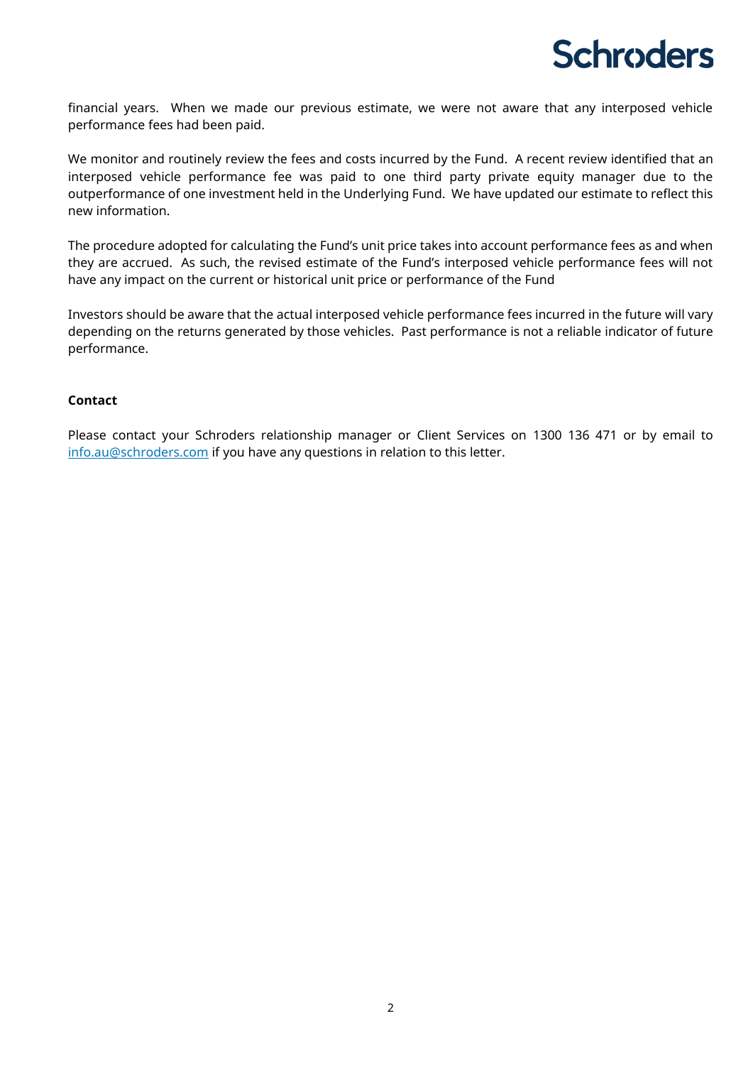financial years. When we made our previous estimate, we were not aware that any interposed vehicle performance fees had been paid.

We monitor and routinely review the fees and costs incurred by the Fund. A recent review identified that an interposed vehicle performance fee was paid to one third party private equity manager due to the outperformance of one investment held in the Underlying Fund. We have updated our estimate to reflect this new information.

The procedure adopted for calculating the Fund's unit price takes into account performance fees as and when they are accrued. As such, the revised estimate of the Fund's interposed vehicle performance fees will not have any impact on the current or historical unit price or performance of the Fund

Investors should be aware that the actual interposed vehicle performance fees incurred in the future will vary depending on the returns generated by those vehicles. Past performance is not a reliable indicator of future performance.

**Contact**

Please contact your Schroders relationship manager or Client Services on 1300 136 471 or by email to [info.au@schroders.com](mailto:info.au@schroders.com) if you have any questions in relation to this letter.